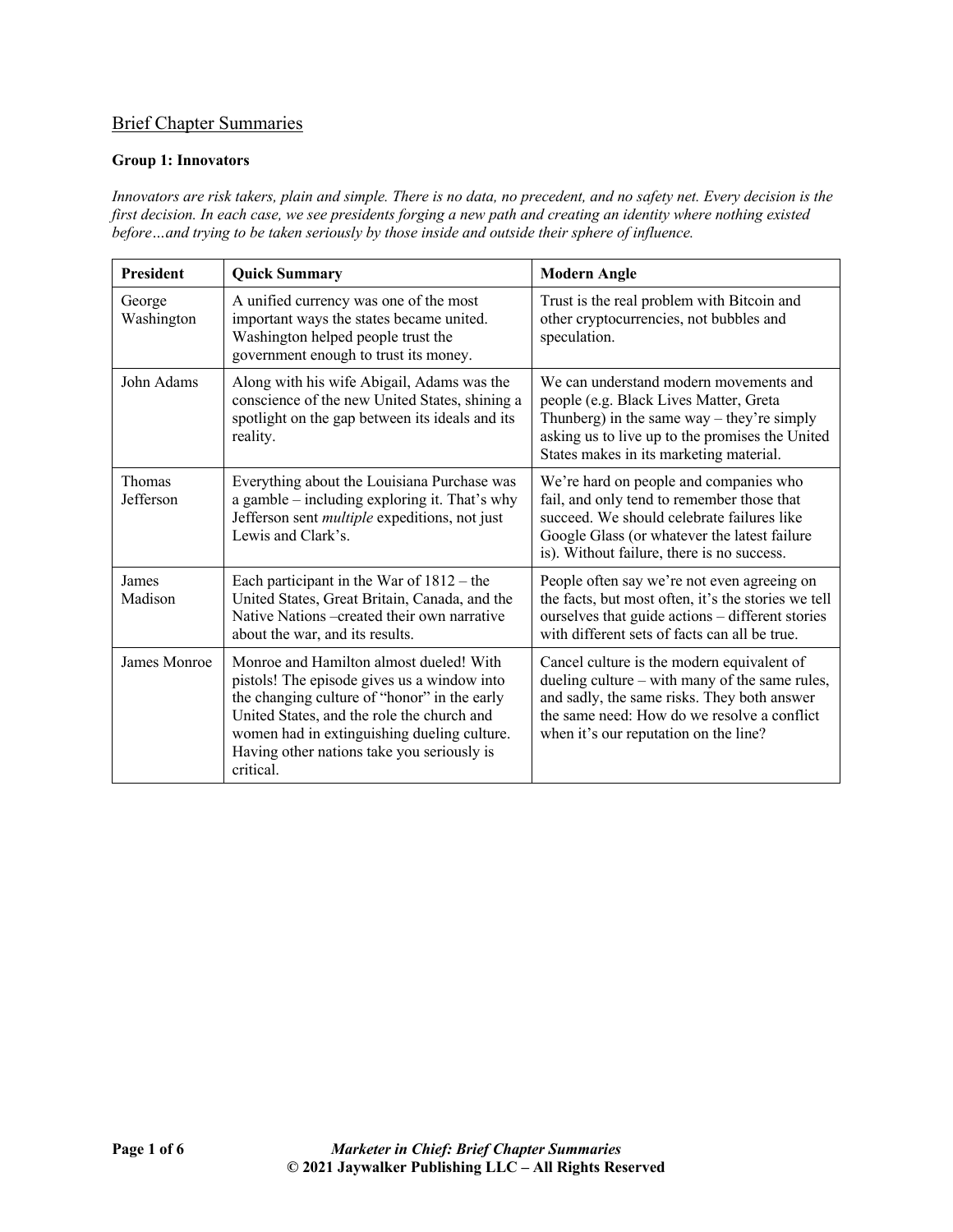## Brief Chapter Summaries

### Group 1: Innovators

*Innovators are risk takers, plain and simple. There is no data, no precedent, and no safety net. Every decision is the first decision. In each case, we see presidents forging a new path and creating an identity where nothing existed before…and trying to be taken seriously by those inside and outside their sphere of influence.*

| President | Quick Summary | Modern Angle |
|---|---|---|
| George Washington | A unified currency was one of the most important ways the states became united. Washington helped people trust the government enough to trust its money. | Trust is the real problem with Bitcoin and other cryptocurrencies, not bubbles and speculation. |
| John Adams | Along with his wife Abigail, Adams was the conscience of the new United States, shining a spotlight on the gap between its ideals and its reality. | We can understand modern movements and people (e.g. Black Lives Matter, Greta Thunberg) in the same way – they're simply asking us to live up to the promises the United States makes in its marketing material. |
| Thomas Jefferson | Everything about the Louisiana Purchase was a gamble – including exploring it. That's why Jefferson sent *multiple* expeditions, not just Lewis and Clark's. | We're hard on people and companies who fail, and only tend to remember those that succeed. We should celebrate failures like Google Glass (or whatever the latest failure is). Without failure, there is no success. |
| James Madison | Each participant in the War of 1812 – the United States, Great Britain, Canada, and the Native Nations –created their own narrative about the war, and its results. | People often say we're not even agreeing on the facts, but most often, it's the stories we tell ourselves that guide actions – different stories with different sets of facts can all be true. |
| James Monroe | Monroe and Hamilton almost dueled! With pistols! The episode gives us a window into the changing culture of "honor" in the early United States, and the role the church and women had in extinguishing dueling culture. Having other nations take you seriously is critical. | Cancel culture is the modern equivalent of dueling culture – with many of the same rules, and sadly, the same risks. They both answer the same need: How do we resolve a conflict when it's our reputation on the line? |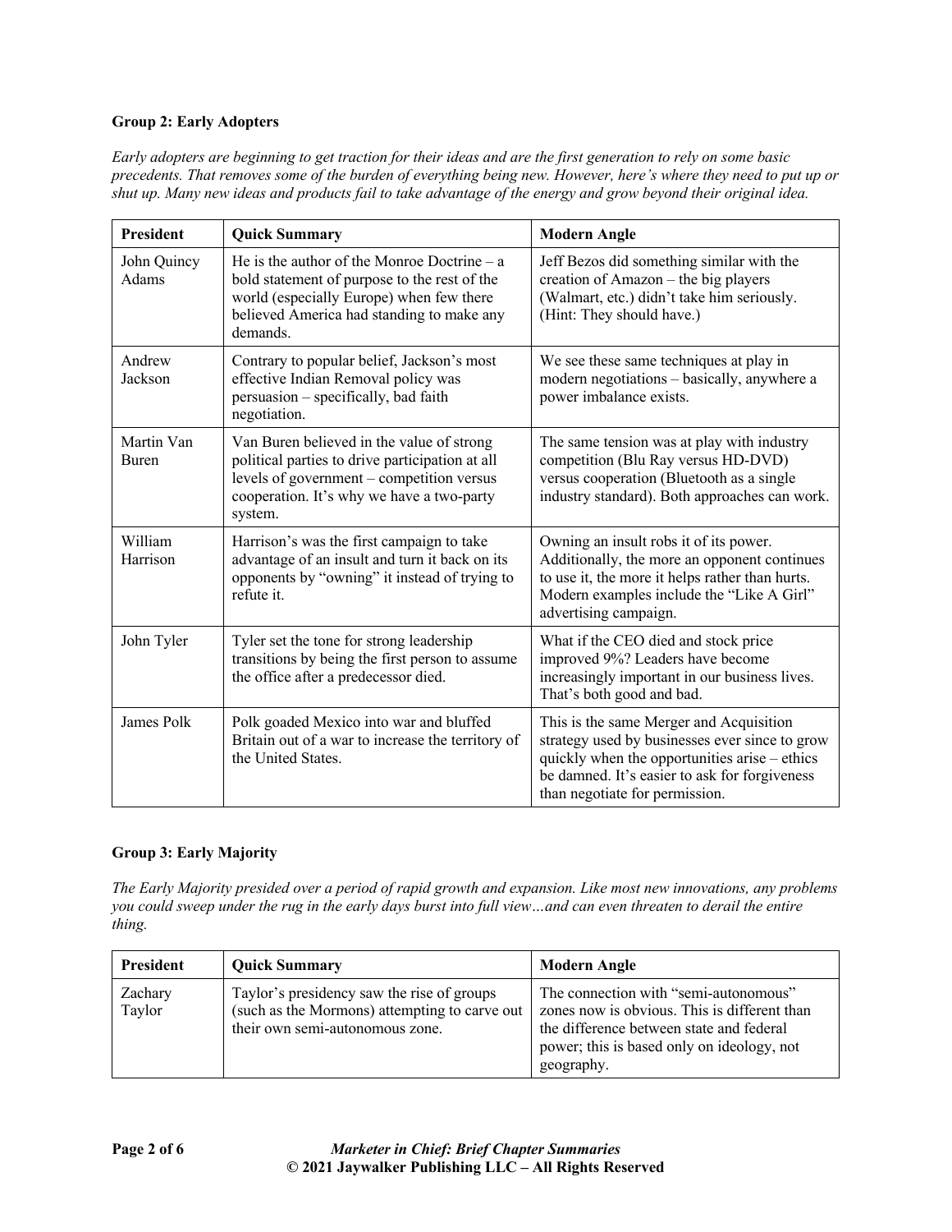**Group 2: Early Adopters**

*Early adopters are beginning to get traction for their ideas and are the first generation to rely on some basic precedents. That removes some of the burden of everything being new. However, here's where they need to put up or shut up. Many new ideas and products fail to take advantage of the energy and grow beyond their original idea.*

| President | Quick Summary | Modern Angle |
|---|---|---|
| John Quincy Adams | He is the author of the Monroe Doctrine – a bold statement of purpose to the rest of the world (especially Europe) when few there believed America had standing to make any demands. | Jeff Bezos did something similar with the creation of Amazon – the big players (Walmart, etc.) didn't take him seriously. (Hint: They should have.) |
| Andrew Jackson | Contrary to popular belief, Jackson's most effective Indian Removal policy was persuasion – specifically, bad faith negotiation. | We see these same techniques at play in modern negotiations – basically, anywhere a power imbalance exists. |
| Martin Van Buren | Van Buren believed in the value of strong political parties to drive participation at all levels of government – competition versus cooperation. It's why we have a two-party system. | The same tension was at play with industry competition (Blu Ray versus HD-DVD) versus cooperation (Bluetooth as a single industry standard). Both approaches can work. |
| William Harrison | Harrison's was the first campaign to take advantage of an insult and turn it back on its opponents by "owning" it instead of trying to refute it. | Owning an insult robs it of its power. Additionally, the more an opponent continues to use it, the more it helps rather than hurts. Modern examples include the "Like A Girl" advertising campaign. |
| John Tyler | Tyler set the tone for strong leadership transitions by being the first person to assume the office after a predecessor died. | What if the CEO died and stock price improved 9%? Leaders have become increasingly important in our business lives. That's both good and bad. |
| James Polk | Polk goaded Mexico into war and bluffed Britain out of a war to increase the territory of the United States. | This is the same Merger and Acquisition strategy used by businesses ever since to grow quickly when the opportunities arise – ethics be damned. It's easier to ask for forgiveness than negotiate for permission. |

**Group 3: Early Majority**

*The Early Majority presided over a period of rapid growth and expansion. Like most new innovations, any problems you could sweep under the rug in the early days burst into full view…and can even threaten to derail the entire thing.*

| President | Quick Summary | Modern Angle |
|---|---|---|
| Zachary Taylor | Taylor's presidency saw the rise of groups (such as the Mormons) attempting to carve out their own semi-autonomous zone. | The connection with "semi-autonomous" zones now is obvious. This is different than the difference between state and federal power; this is based only on ideology, not geography. |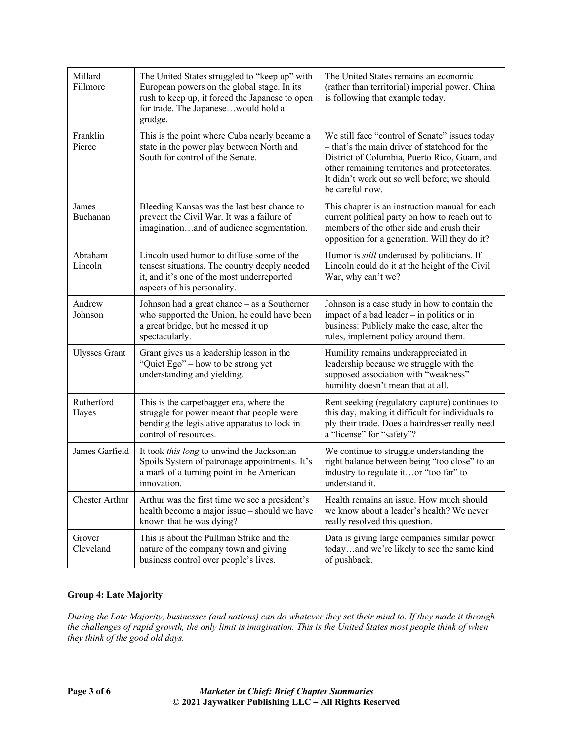| | | |
|---|---|---|
| Millard Fillmore | The United States struggled to "keep up" with European powers on the global stage. In its rush to keep up, it forced the Japanese to open for trade. The Japanese…would hold a grudge. | The United States remains an economic (rather than territorial) imperial power. China is following that example today. |
| Franklin Pierce | This is the point where Cuba nearly became a state in the power play between North and South for control of the Senate. | We still face "control of Senate" issues today – that's the main driver of statehood for the District of Columbia, Puerto Rico, Guam, and other remaining territories and protectorates. It didn't work out so well before; we should be careful now. |
| James Buchanan | Bleeding Kansas was the last best chance to prevent the Civil War. It was a failure of imagination…and of audience segmentation. | This chapter is an instruction manual for each current political party on how to reach out to members of the other side and crush their opposition for a generation. Will they do it? |
| Abraham Lincoln | Lincoln used humor to diffuse some of the tensest situations. The country deeply needed it, and it's one of the most underreported aspects of his personality. | Humor is *still* underused by politicians. If Lincoln could do it at the height of the Civil War, why can't we? |
| Andrew Johnson | Johnson had a great chance – as a Southerner who supported the Union, he could have been a great bridge, but he messed it up spectacularly. | Johnson is a case study in how to contain the impact of a bad leader – in politics or in business: Publicly make the case, alter the rules, implement policy around them. |
| Ulysses Grant | Grant gives us a leadership lesson in the "Quiet Ego" – how to be strong yet understanding and yielding. | Humility remains underappreciated in leadership because we struggle with the supposed association with "weakness" – humility doesn't mean that at all. |
| Rutherford Hayes | This is the carpetbagger era, where the struggle for power meant that people were bending the legislative apparatus to lock in control of resources. | Rent seeking (regulatory capture) continues to this day, making it difficult for individuals to ply their trade. Does a hairdresser really need a "license" for "safety"? |
| James Garfield | It took *this long* to unwind the Jacksonian Spoils System of patronage appointments. It's a mark of a turning point in the American innovation. | We continue to struggle understanding the right balance between being "too close" to an industry to regulate it…or "too far" to understand it. |
| Chester Arthur | Arthur was the first time we see a president's health become a major issue – should we have known that he was dying? | Health remains an issue. How much should we know about a leader's health? We never really resolved this question. |
| Grover Cleveland | This is about the Pullman Strike and the nature of the company town and giving business control over people's lives. | Data is giving large companies similar power today…and we're likely to see the same kind of pushback. |

**Group 4: Late Majority**

*During the Late Majority, businesses (and nations) can do whatever they set their mind to. If they made it through the challenges of rapid growth, the only limit is imagination. This is the United States most people think of when they think of the good old days.*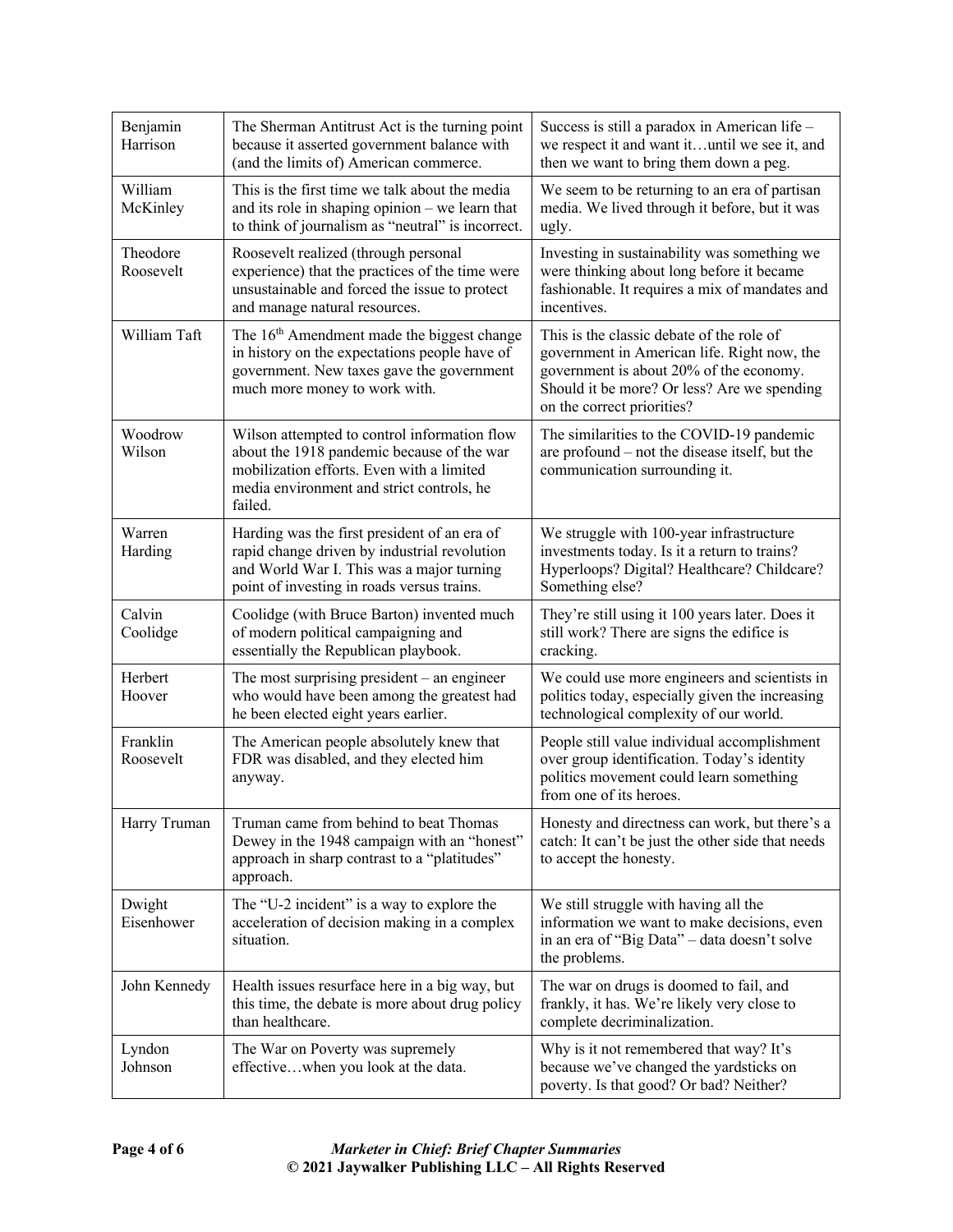| | | |
|---|---|---|
| Benjamin Harrison | The Sherman Antitrust Act is the turning point because it asserted government balance with (and the limits of) American commerce. | Success is still a paradox in American life – we respect it and want it…until we see it, and then we want to bring them down a peg. |
| William McKinley | This is the first time we talk about the media and its role in shaping opinion – we learn that to think of journalism as "neutral" is incorrect. | We seem to be returning to an era of partisan media. We lived through it before, but it was ugly. |
| Theodore Roosevelt | Roosevelt realized (through personal experience) that the practices of the time were unsustainable and forced the issue to protect and manage natural resources. | Investing in sustainability was something we were thinking about long before it became fashionable. It requires a mix of mandates and incentives. |
| William Taft | The 16th Amendment made the biggest change in history on the expectations people have of government. New taxes gave the government much more money to work with. | This is the classic debate of the role of government in American life. Right now, the government is about 20% of the economy. Should it be more? Or less? Are we spending on the correct priorities? |
| Woodrow Wilson | Wilson attempted to control information flow about the 1918 pandemic because of the war mobilization efforts. Even with a limited media environment and strict controls, he failed. | The similarities to the COVID-19 pandemic are profound – not the disease itself, but the communication surrounding it. |
| Warren Harding | Harding was the first president of an era of rapid change driven by industrial revolution and World War I. This was a major turning point of investing in roads versus trains. | We struggle with 100-year infrastructure investments today. Is it a return to trains? Hyperloops? Digital? Healthcare? Childcare? Something else? |
| Calvin Coolidge | Coolidge (with Bruce Barton) invented much of modern political campaigning and essentially the Republican playbook. | They're still using it 100 years later. Does it still work? There are signs the edifice is cracking. |
| Herbert Hoover | The most surprising president – an engineer who would have been among the greatest had he been elected eight years earlier. | We could use more engineers and scientists in politics today, especially given the increasing technological complexity of our world. |
| Franklin Roosevelt | The American people absolutely knew that FDR was disabled, and they elected him anyway. | People still value individual accomplishment over group identification. Today's identity politics movement could learn something from one of its heroes. |
| Harry Truman | Truman came from behind to beat Thomas Dewey in the 1948 campaign with an "honest" approach in sharp contrast to a "platitudes" approach. | Honesty and directness can work, but there's a catch: It can't be just the other side that needs to accept the honesty. |
| Dwight Eisenhower | The "U-2 incident" is a way to explore the acceleration of decision making in a complex situation. | We still struggle with having all the information we want to make decisions, even in an era of "Big Data" – data doesn't solve the problems. |
| John Kennedy | Health issues resurface here in a big way, but this time, the debate is more about drug policy than healthcare. | The war on drugs is doomed to fail, and frankly, it has. We're likely very close to complete decriminalization. |
| Lyndon Johnson | The War on Poverty was supremely effective…when you look at the data. | Why is it not remembered that way? It's because we've changed the yardsticks on poverty. Is that good? Or bad? Neither? |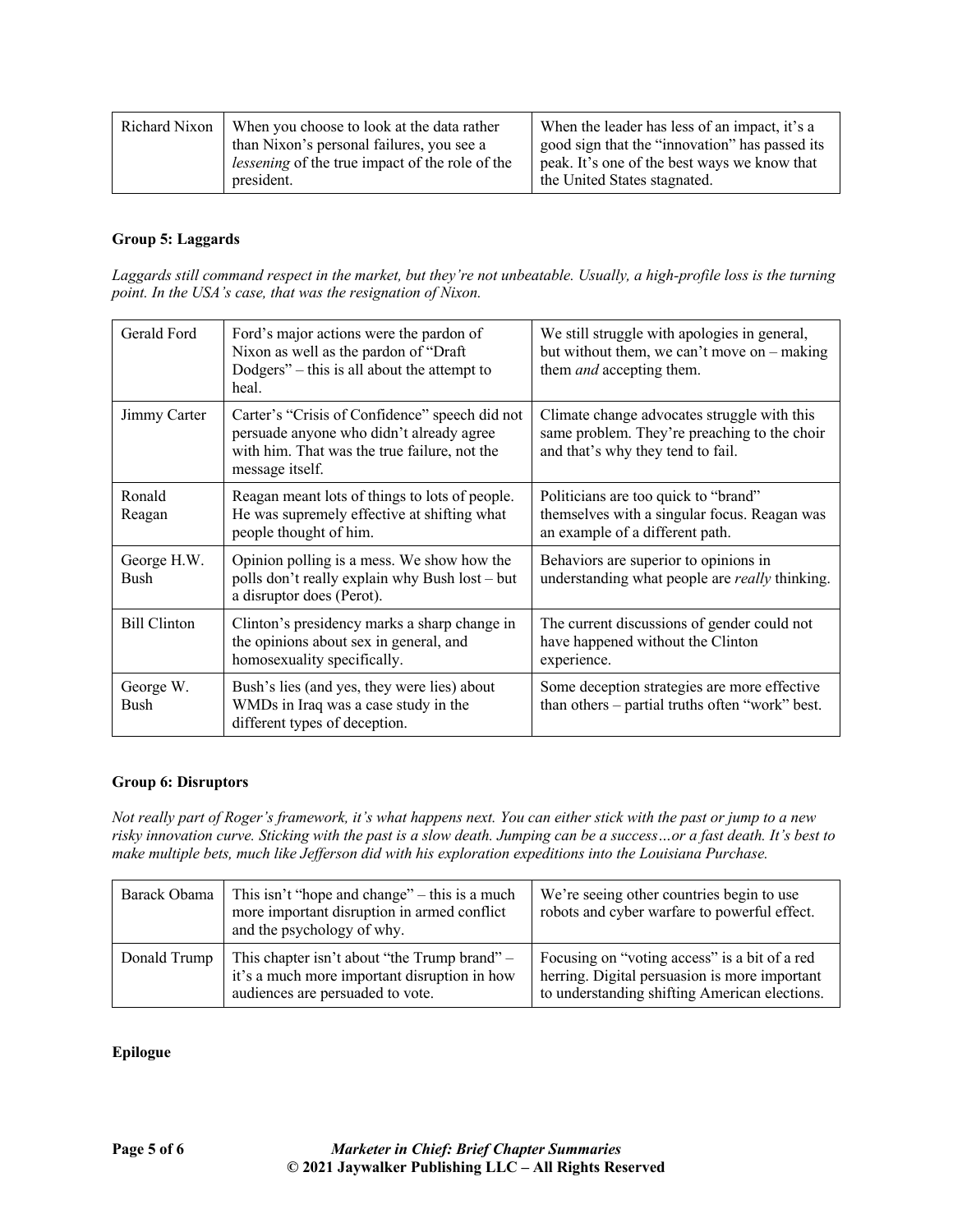| Richard Nixon | When you choose to look at the data rather than Nixon's personal failures, you see a *lessening* of the true impact of the role of the president. | When the leader has less of an impact, it's a good sign that the "innovation" has passed its peak. It's one of the best ways we know that the United States stagnated. |
|---|---|---|

**Group 5: Laggards**

*Laggards still command respect in the market, but they're not unbeatable. Usually, a high-profile loss is the turning point. In the USA's case, that was the resignation of Nixon.*

| Gerald Ford | Ford's major actions were the pardon of Nixon as well as the pardon of "Draft Dodgers" – this is all about the attempt to heal. | We still struggle with apologies in general, but without them, we can't move on – making them *and* accepting them. |
|---|---|---|
| Jimmy Carter | Carter's "Crisis of Confidence" speech did not persuade anyone who didn't already agree with him. That was the true failure, not the message itself. | Climate change advocates struggle with this same problem. They're preaching to the choir and that's why they tend to fail. |
| Ronald Reagan | Reagan meant lots of things to lots of people. He was supremely effective at shifting what people thought of him. | Politicians are too quick to "brand" themselves with a singular focus. Reagan was an example of a different path. |
| George H.W. Bush | Opinion polling is a mess. We show how the polls don't really explain why Bush lost – but a disruptor does (Perot). | Behaviors are superior to opinions in understanding what people are *really* thinking. |
| Bill Clinton | Clinton's presidency marks a sharp change in the opinions about sex in general, and homosexuality specifically. | The current discussions of gender could not have happened without the Clinton experience. |
| George W. Bush | Bush's lies (and yes, they were lies) about WMDs in Iraq was a case study in the different types of deception. | Some deception strategies are more effective than others – partial truths often "work" best. |

**Group 6: Disruptors**

*Not really part of Roger's framework, it's what happens next. You can either stick with the past or jump to a new risky innovation curve. Sticking with the past is a slow death. Jumping can be a success…or a fast death. It's best to make multiple bets, much like Jefferson did with his exploration expeditions into the Louisiana Purchase.*

| Barack Obama | This isn't "hope and change" – this is a much more important disruption in armed conflict and the psychology of why. | We're seeing other countries begin to use robots and cyber warfare to powerful effect. |
|---|---|---|
| Donald Trump | This chapter isn't about "the Trump brand" – it's a much more important disruption in how audiences are persuaded to vote. | Focusing on "voting access" is a bit of a red herring. Digital persuasion is more important to understanding shifting American elections. |

**Epilogue**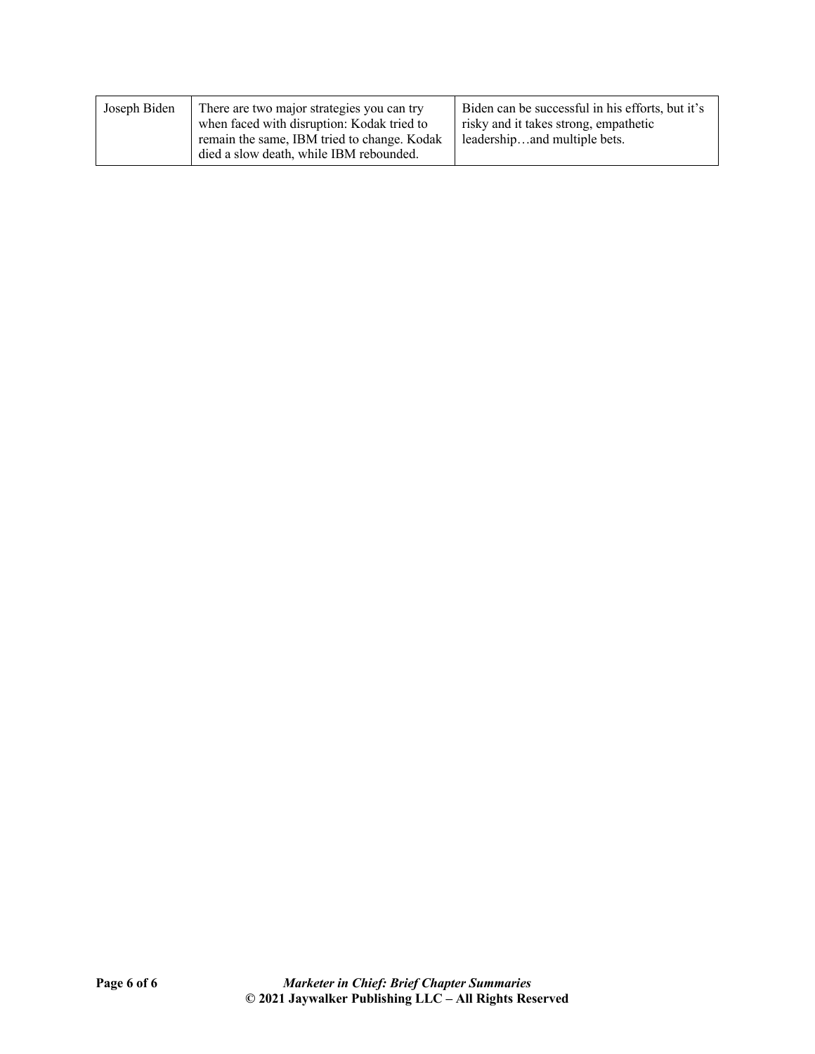| | | |
|---|---|---|
| Joseph Biden | There are two major strategies you can try when faced with disruption: Kodak tried to remain the same, IBM tried to change. Kodak died a slow death, while IBM rebounded. | Biden can be successful in his efforts, but it's risky and it takes strong, empathetic leadership…and multiple bets. |